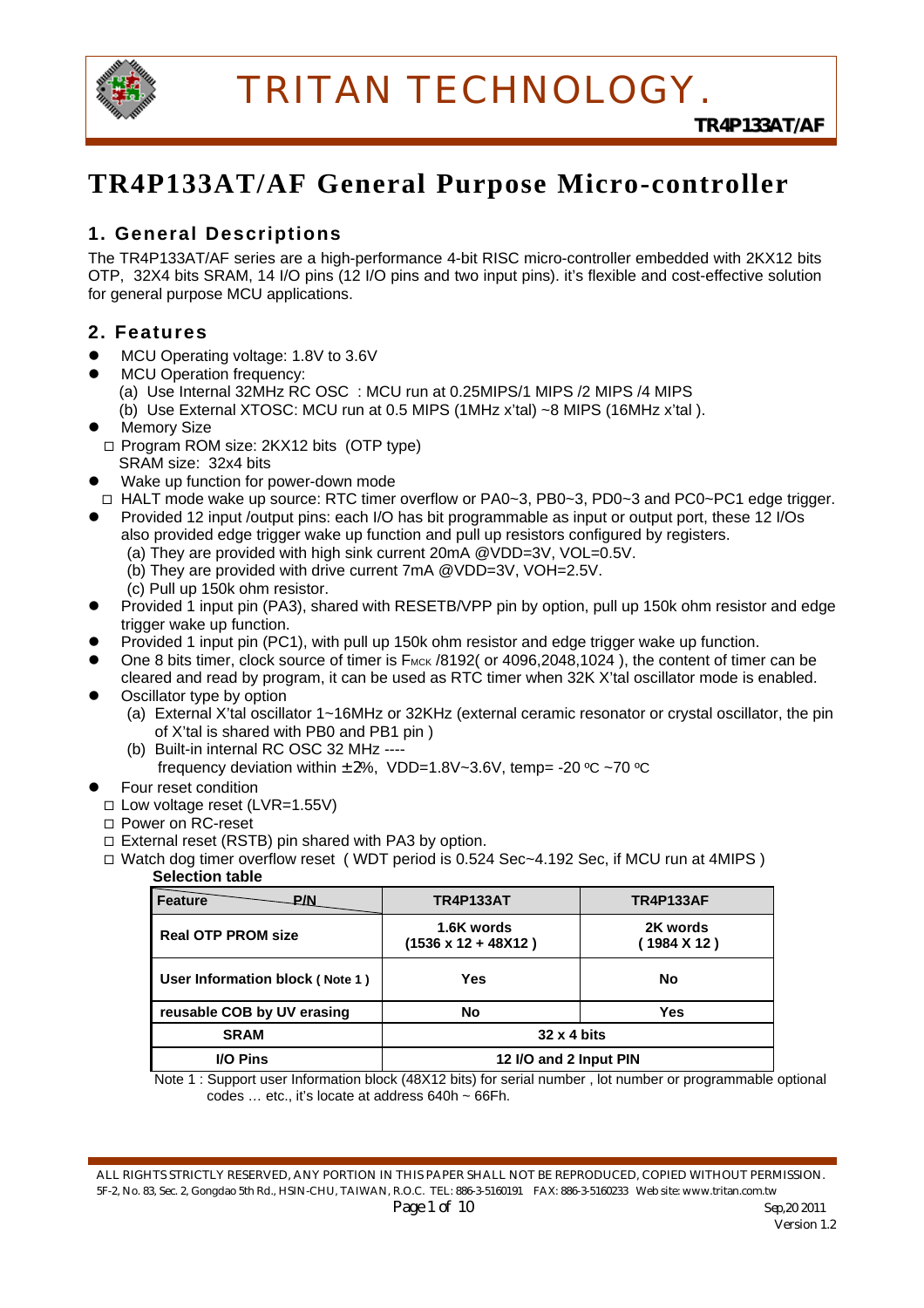# TR4P133AT/AF General Purpose Micro-controller

## 1. General Descriptions

The TR4P133AT/AF series are a high-performance 4-bit RISC micro-controller embedded with 2KX12 bits OTP, 32X4 bits SRAM, 14 I/O pins (12 I/O pins and two input pins). it's flexible and cost-effective solution for general purpose MCU applications.

## 2. Features

- MCU Operating voltage: 1.8V to 3.6V
- MCU Operation frequency:
  - (a) Use Internal 32MHz RC OSC : MCU run at 0.25MIPS/1 MIPS /2 MIPS /4 MIPS
  - (b) Use External XTOSC: MCU run at 0.5 MIPS (1MHz x'tal) ~8 MIPS (16MHz x'tal ).
- Memory Size
  - □ Program ROM size: 2KX12 bits (OTP type)
  - SRAM size: 32x4 bits
- Wake up function for power-down mode
  - □ HALT mode wake up source: RTC timer overflow or PA0~3, PB0~3, PD0~3 and PC0~PC1 edge trigger.
- Provided 12 input /output pins: each I/O has bit programmable as input or output port, these 12 I/Os also provided edge trigger wake up function and pull up resistors configured by registers.
  - (a) They are provided with high sink current 20mA @VDD=3V, VOL=0.5V.
  - (b) They are provided with drive current 7mA @VDD=3V, VOH=2.5V.
  - (c) Pull up 150k ohm resistor.
- Provided 1 input pin (PA3), shared with RESETB/VPP pin by option, pull up 150k ohm resistor and edge trigger wake up function.
- Provided 1 input pin (PC1), with pull up 150k ohm resistor and edge trigger wake up function.
- One 8 bits timer, clock source of timer is $F_{MCK}$ /8192( or 4096,2048,1024 ), the content of timer can be cleared and read by program, it can be used as RTC timer when 32K X'tal oscillator mode is enabled.
- Oscillator type by option
  - (a) External X'tal oscillator 1~16MHz or 32KHz (external ceramic resonator or crystal oscillator, the pin of X'tal is shared with PB0 and PB1 pin )
  - (b) Built-in internal RC OSC 32 MHz ----
    frequency deviation within ±2%, VDD=1.8V~3.6V, temp= -20 °C ~70 °C
- Four reset condition
  - □ Low voltage reset (LVR=1.55V)
  - □ Power on RC-reset
  - □ External reset (RSTB) pin shared with PA3 by option.
  - □ Watch dog timer overflow reset ( WDT period is 0.524 Sec~4.192 Sec, if MCU run at 4MIPS )

**Selection table**

| Feature / P/N | TR4P133AT | TR4P133AF |
|---|---|---|
| Real OTP PROM size | 1.6K words (1536 x 12 + 48X12 ) | 2K words ( 1984 X 12 ) |
| User Information block ( Note 1 ) | Yes | No |
| reusable COB by UV erasing | No | Yes |
| SRAM | 32 x 4 bits | |
| I/O Pins | 12 I/O and 2 Input PIN | |

Note 1 : Support user Information block (48X12 bits) for serial number , lot number or programmable optional codes … etc., it's locate at address 640h ~ 66Fh.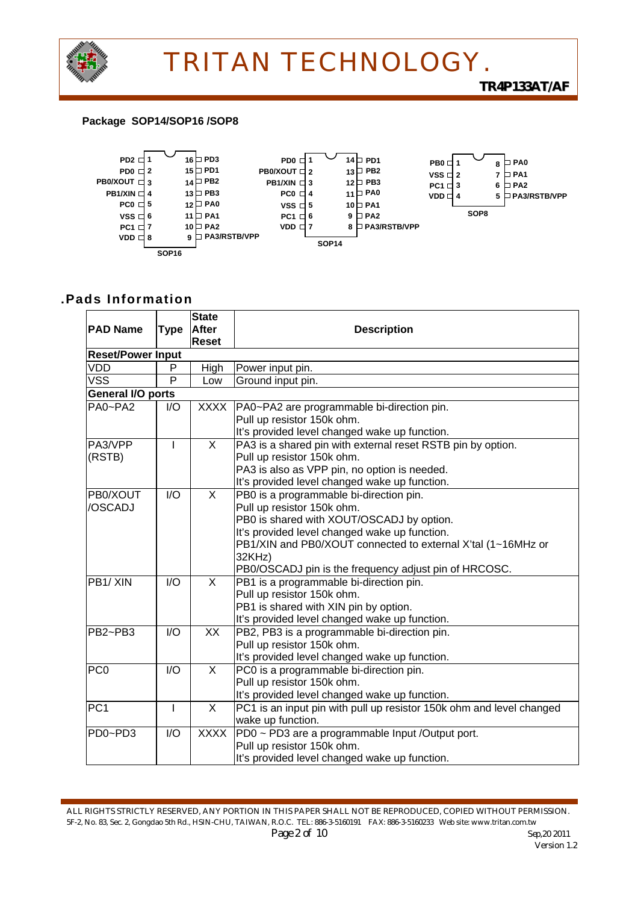**Package SOP14/SOP16 /SOP8**

**SOP16**

| Pin | Name | Pin | Name |
|---|---|---|---|
| 1 | PD2 | 16 | PD3 |
| 2 | PD0 | 15 | PD1 |
| 3 | PB0/XOUT | 14 | PB2 |
| 4 | PB1/XIN | 13 | PB3 |
| 5 | PC0 | 12 | PA0 |
| 6 | VSS | 11 | PA1 |
| 7 | PC1 | 10 | PA2 |
| 8 | VDD | 9 | PA3/RSTB/VPP |

**SOP14**

| Pin | Name | Pin | Name |
|---|---|---|---|
| 1 | PD0 | 14 | PD1 |
| 2 | PB0/XOUT | 13 | PB2 |
| 3 | PB1/XIN | 12 | PB3 |
| 4 | PC0 | 11 | PA0 |
| 5 | VSS | 10 | PA1 |
| 6 | PC1 | 9 | PA2 |
| 7 | VDD | 8 | PA3/RSTB/VPP |

**SOP8**

| Pin | Name | Pin | Name |
|---|---|---|---|
| 1 | PB0 | 8 | PA0 |
| 2 | VSS | 7 | PA1 |
| 3 | PC1 | 6 | PA2 |
| 4 | VDD | 5 | PA3/RSTB/VPP |

## .Pads Information

| PAD Name | Type | State After Reset | Description |
|---|---|---|---|
| **Reset/Power Input** | | | |
| VDD | P | High | Power input pin. |
| VSS | P | Low | Ground input pin. |
| **General I/O ports** | | | |
| PA0~PA2 | I/O | XXXX | PA0~PA2 are programmable bi-direction pin.<br>Pull up resistor 150k ohm.<br>It's provided level changed wake up function. |
| PA3/VPP (RSTB) | I | X | PA3 is a shared pin with external reset RSTB pin by option.<br>Pull up resistor 150k ohm.<br>PA3 is also as VPP pin, no option is needed.<br>It's provided level changed wake up function. |
| PB0/XOUT /OSCADJ | I/O | X | PB0 is a programmable bi-direction pin.<br>Pull up resistor 150k ohm.<br>PB0 is shared with XOUT/OSCADJ by option.<br>It's provided level changed wake up function.<br>PB1/XIN and PB0/XOUT connected to external X'tal (1~16MHz or 32KHz)<br>PB0/OSCADJ pin is the frequency adjust pin of HRCOSC. |
| PB1/ XIN | I/O | X | PB1 is a programmable bi-direction pin.<br>Pull up resistor 150k ohm.<br>PB1 is shared with XIN pin by option.<br>It's provided level changed wake up function. |
| PB2~PB3 | I/O | XX | PB2, PB3 is a programmable bi-direction pin.<br>Pull up resistor 150k ohm.<br>It's provided level changed wake up function. |
| PC0 | I/O | X | PC0 is a programmable bi-direction pin.<br>Pull up resistor 150k ohm.<br>It's provided level changed wake up function. |
| PC1 | I | X | PC1 is an input pin with pull up resistor 150k ohm and level changed wake up function. |
| PD0~PD3 | I/O | XXXX | PD0 ~ PD3 are a programmable Input /Output port.<br>Pull up resistor 150k ohm.<br>It's provided level changed wake up function. |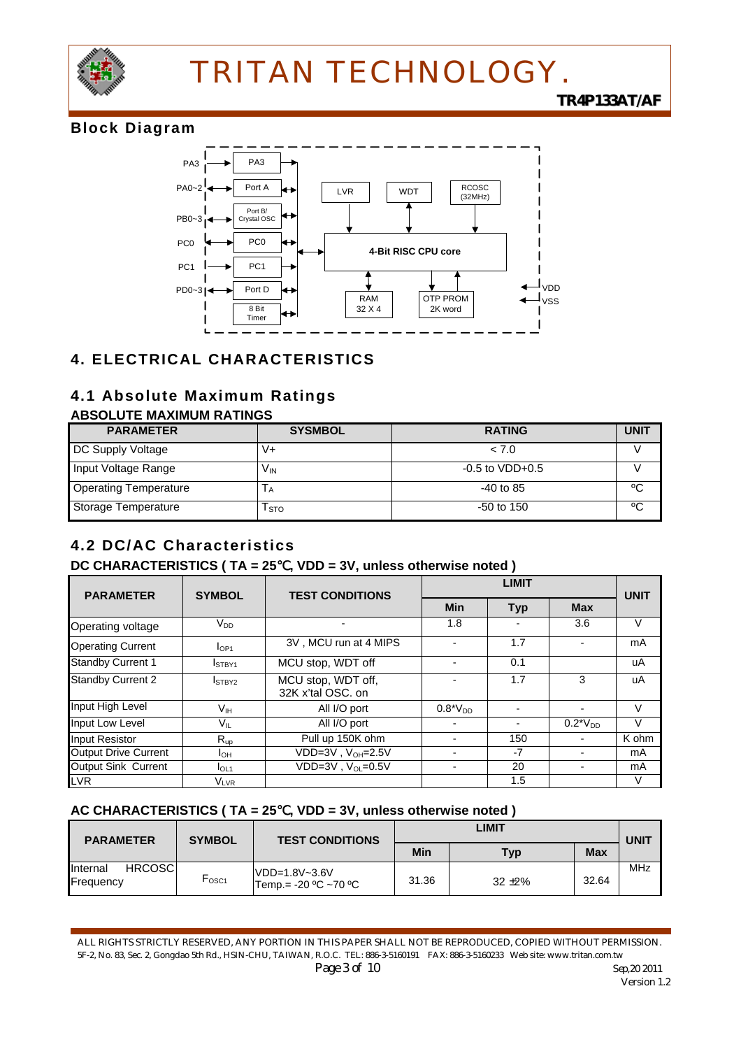## Block Diagram

PA3, PA0~2, PB0~3, PC0, PC1, PD0~3, PA3, Port A, Port B/ Crystal OSC, PC0, PC1, Port D, 8 Bit Timer, LVR, WDT, RCOSC (32MHz), 4-Bit RISC CPU core, RAM 32 X 4, OTP PROM 2K word, VDD, VSS

# 4. ELECTRICAL CHARACTERISTICS

## 4.1 Absolute Maximum Ratings

**ABSOLUTE MAXIMUM RATINGS**

| PARAMETER | SYSMBOL | RATING | UNIT |
|---|---|---|---|
| DC Supply Voltage | V+ | < 7.0 | V |
| Input Voltage Range | $V_{IN}$ | -0.5 to VDD+0.5 | V |
| Operating Temperature | $T_A$ | -40 to 85 | ºC |
| Storage Temperature | $T_{STO}$ | -50 to 150 | ºC |

## 4.2 DC/AC Characteristics

**DC CHARACTERISTICS ( TA = 25℃, VDD = 3V, unless otherwise noted )**

| PARAMETER | SYMBOL | TEST CONDITIONS | LIMIT | | | UNIT |
|---|---|---|---|---|---|---|
| | | | Min | Typ | Max | |
| Operating voltage | $V_{DD}$ | - | 1.8 | - | 3.6 | V |
| Operating Current | $I_{OP1}$ | 3V , MCU run at 4 MIPS | - | 1.7 | - | mA |
| Standby Current 1 | $I_{STBY1}$ | MCU stop, WDT off | - | 0.1 | | uA |
| Standby Current 2 | $I_{STBY2}$ | MCU stop, WDT off, 32K x'tal OSC. on | - | 1.7 | 3 | uA |
| Input High Level | $V_{IH}$ | All I/O port | $0.8{*}V_{DD}$ | - | - | V |
| Input Low Level | $V_{IL}$ | All I/O port | - | - | $0.2{*}V_{DD}$ | V |
| Input Resistor | $R_{up}$ | Pull up 150K ohm | - | 150 | - | K ohm |
| Output Drive Current | $I_{OH}$ | VDD=3V , $V_{OH}$=2.5V | - | -7 | - | mA |
| Output Sink Current | $I_{OL1}$ | VDD=3V , $V_{OL}$=0.5V | - | 20 | - | mA |
| LVR | $V_{LVR}$ | | | 1.5 | | V |

**AC CHARACTERISTICS ( TA = 25℃, VDD = 3V, unless otherwise noted )**

| PARAMETER | SYMBOL | TEST CONDITIONS | LIMIT | | | UNIT |
|---|---|---|---|---|---|---|
| | | | Min | Typ | Max | |
| Internal HRCOSC Frequency | $F_{OSC1}$ | VDD=1.8V~3.6V Temp.= -20 ºC ~70 ºC | 31.36 | 32 ±2% | 32.64 | MHz |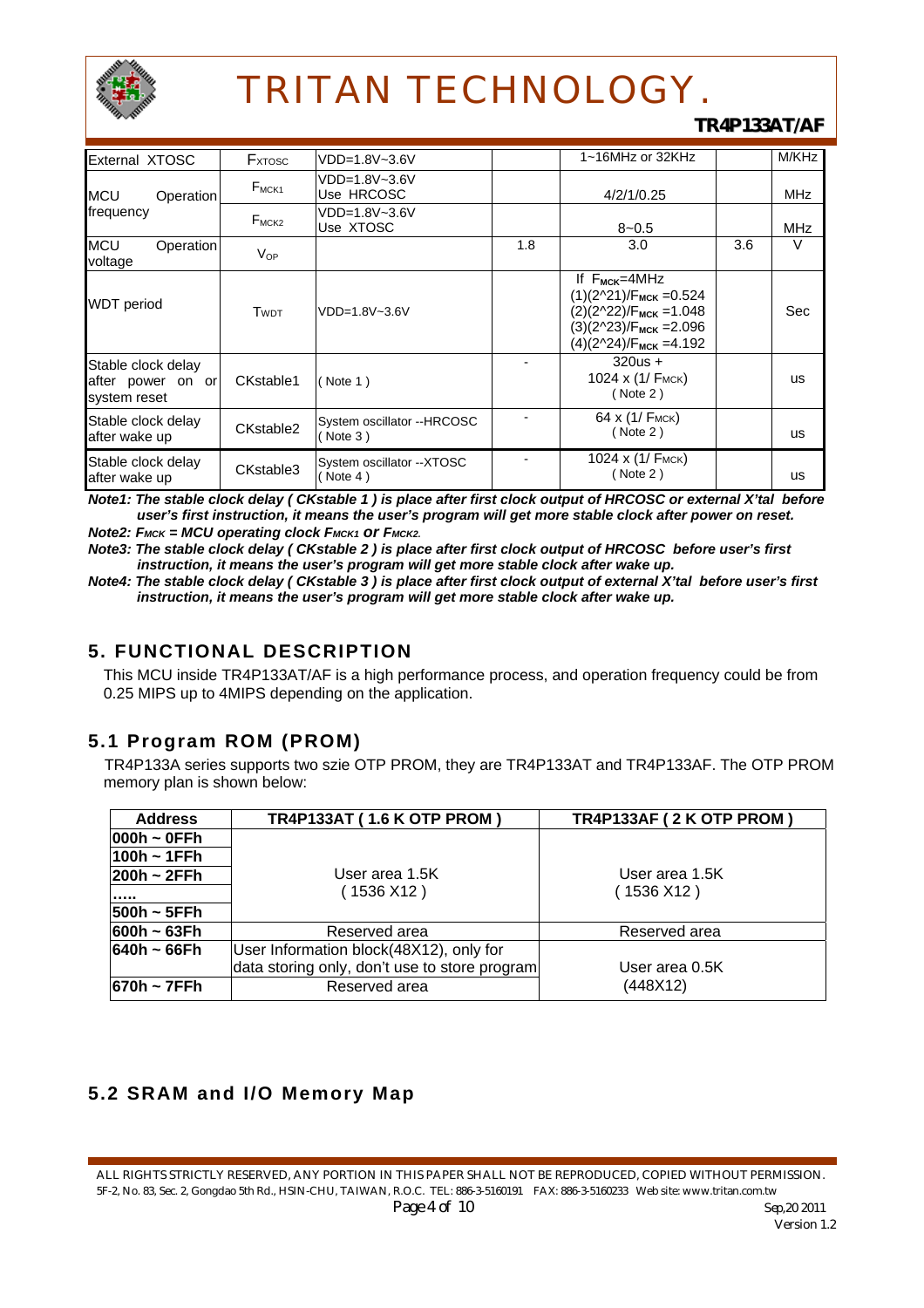| External XTOSC | $F_{XTOSC}$ | VDD=1.8V~3.6V | | 1~16MHz or 32KHz | | M/KHz |
|---|---|---|---|---|---|---|
| MCU Operation frequency | $F_{MCK1}$ | VDD=1.8V~3.6V Use HRCOSC | | 4/2/1/0.25 | | MHz |
| | $F_{MCK2}$ | VDD=1.8V~3.6V Use XTOSC | | 8~0.5 | | MHz |
| MCU Operation voltage | $V_{OP}$ | | 1.8 | 3.0 | 3.6 | V |
| WDT period | $T_{WDT}$ | VDD=1.8V~3.6V | | If $F_{MCK}$=4MHz<br>(1)(2^21)/$F_{MCK}$ =0.524<br>(2)(2^22)/$F_{MCK}$ =1.048<br>(3)(2^23)/$F_{MCK}$ =2.096<br>(4)(2^24)/$F_{MCK}$ =4.192 | | Sec |
| Stable clock delay after power on or system reset | CKstable1 | ( Note 1 ) | - | 320us + 1024 x (1/ $F_{MCK}$) ( Note 2 ) | | us |
| Stable clock delay after wake up | CKstable2 | System oscillator --HRCOSC ( Note 3 ) | - | 64 x (1/ $F_{MCK}$) ( Note 2 ) | | us |
| Stable clock delay after wake up | CKstable3 | System oscillator --XTOSC ( Note 4 ) | - | 1024 x (1/ $F_{MCK}$) ( Note 2 ) | | us |

***Note1: The stable clock delay ( CKstable 1 ) is place after first clock output of HRCOSC or external X'tal before user's first instruction, it means the user's program will get more stable clock after power on reset.***

***Note2: $F_{MCK}$ = MCU operating clock $F_{MCK1}$ or $F_{MCK2}$.***

***Note3: The stable clock delay ( CKstable 2 ) is place after first clock output of HRCOSC before user's first instruction, it means the user's program will get more stable clock after wake up.***

***Note4: The stable clock delay ( CKstable 3 ) is place after first clock output of external X'tal before user's first instruction, it means the user's program will get more stable clock after wake up.***

## 5. FUNCTIONAL DESCRIPTION

This MCU inside TR4P133AT/AF is a high performance process, and operation frequency could be from 0.25 MIPS up to 4MIPS depending on the application.

### 5.1 Program ROM (PROM)

TR4P133A series supports two szie OTP PROM, they are TR4P133AT and TR4P133AF. The OTP PROM memory plan is shown below:

| Address | TR4P133AT ( 1.6 K OTP PROM ) | TR4P133AF ( 2 K OTP PROM ) |
|---|---|---|
| 000h ~ 0FFh | User area 1.5K ( 1536 X12 ) | User area 1.5K ( 1536 X12 ) |
| 100h ~ 1FFh | | |
| 200h ~ 2FFh | | |
| ….. | | |
| 500h ~ 5FFh | | |
| 600h ~ 63Fh | Reserved area | Reserved area |
| 640h ~ 66Fh | User Information block(48X12), only for data storing only, don't use to store program | User area 0.5K (448X12) |
| 670h ~ 7FFh | Reserved area | |

### 5.2 SRAM and I/O Memory Map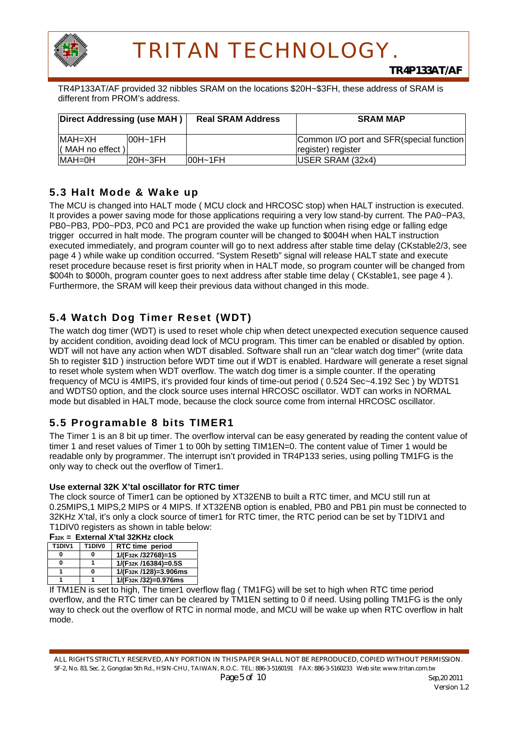TR4P133AT/AF provided 32 nibbles SRAM on the locations $20H~$3FH, these address of SRAM is different from PROM's address.

| Direct Addressing (use MAH ) | | Real SRAM Address | SRAM MAP |
|---|---|---|---|
| MAH=XH ( MAH no effect ) | 00H~1FH | | Common I/O port and SFR(special function register) register |
| MAH=0H | 20H~3FH | 00H~1FH | USER SRAM (32x4) |

## 5.3 Halt Mode & Wake up

The MCU is changed into HALT mode ( MCU clock and HRCOSC stop) when HALT instruction is executed. It provides a power saving mode for those applications requiring a very low stand-by current. The PA0~PA3, PB0~PB3, PD0~PD3, PC0 and PC1 are provided the wake up function when rising edge or falling edge trigger occurred in halt mode. The program counter will be changed to $004H when HALT instruction executed immediately, and program counter will go to next address after stable time delay (CKstable2/3, see page 4 ) while wake up condition occurred. "System Resetb" signal will release HALT state and execute reset procedure because reset is first priority when in HALT mode, so program counter will be changed from $004h to $000h, program counter goes to next address after stable time delay ( CKstable1, see page 4 ). Furthermore, the SRAM will keep their previous data without changed in this mode.

## 5.4 Watch Dog Timer Reset (WDT)

The watch dog timer (WDT) is used to reset whole chip when detect unexpected execution sequence caused by accident condition, avoiding dead lock of MCU program. This timer can be enabled or disabled by option. WDT will not have any action when WDT disabled. Software shall run an "clear watch dog timer" (write data 5h to register $1D ) instruction before WDT time out if WDT is enabled. Hardware will generate a reset signal to reset whole system when WDT overflow. The watch dog timer is a simple counter. If the operating frequency of MCU is 4MIPS, it's provided four kinds of time-out period ( 0.524 Sec~4.192 Sec ) by WDTS1 and WDTS0 option, and the clock source uses internal HRCOSC oscillator. WDT can works in NORMAL mode but disabled in HALT mode, because the clock source come from internal HRCOSC oscillator.

## 5.5 Programable 8 bits TIMER1

The Timer 1 is an 8 bit up timer. The overflow interval can be easy generated by reading the content value of timer 1 and reset values of Timer 1 to 00h by setting TIM1EN=0. The content value of Timer 1 would be readable only by programmer. The interrupt isn't provided in TR4P133 series, using polling TM1FG is the only way to check out the overflow of Timer1.

### Use external 32K X'tal oscillator for RTC timer

The clock source of Timer1 can be optioned by XT32ENB to built a RTC timer, and MCU still run at 0.25MIPS,1 MIPS,2 MIPS or 4 MIPS. If XT32ENB option is enabled, PB0 and PB1 pin must be connected to 32KHz X'tal, it's only a clock source of timer1 for RTC timer, the RTC period can be set by T1DIV1 and T1DIV0 registers as shown in table below:

**$F_{32K}$ = External X'tal 32KHz clock**

| T1DIV1 | T1DIV0 | RTC time period |
|---|---|---|
| 0 | 0 | $1/(F_{32K}/32768)$=1S |
| 0 | 1 | $1/(F_{32K}/16384)$=0.5S |
| 1 | 0 | $1/(F_{32K}/128)$=3.906ms |
| 1 | 1 | $1/(F_{32K}/32)$=0.976ms |

If TM1EN is set to high, The timer1 overflow flag ( TM1FG) will be set to high when RTC time period overflow, and the RTC timer can be cleared by TM1EN setting to 0 if need. Using polling TM1FG is the only way to check out the overflow of RTC in normal mode, and MCU will be wake up when RTC overflow in halt mode.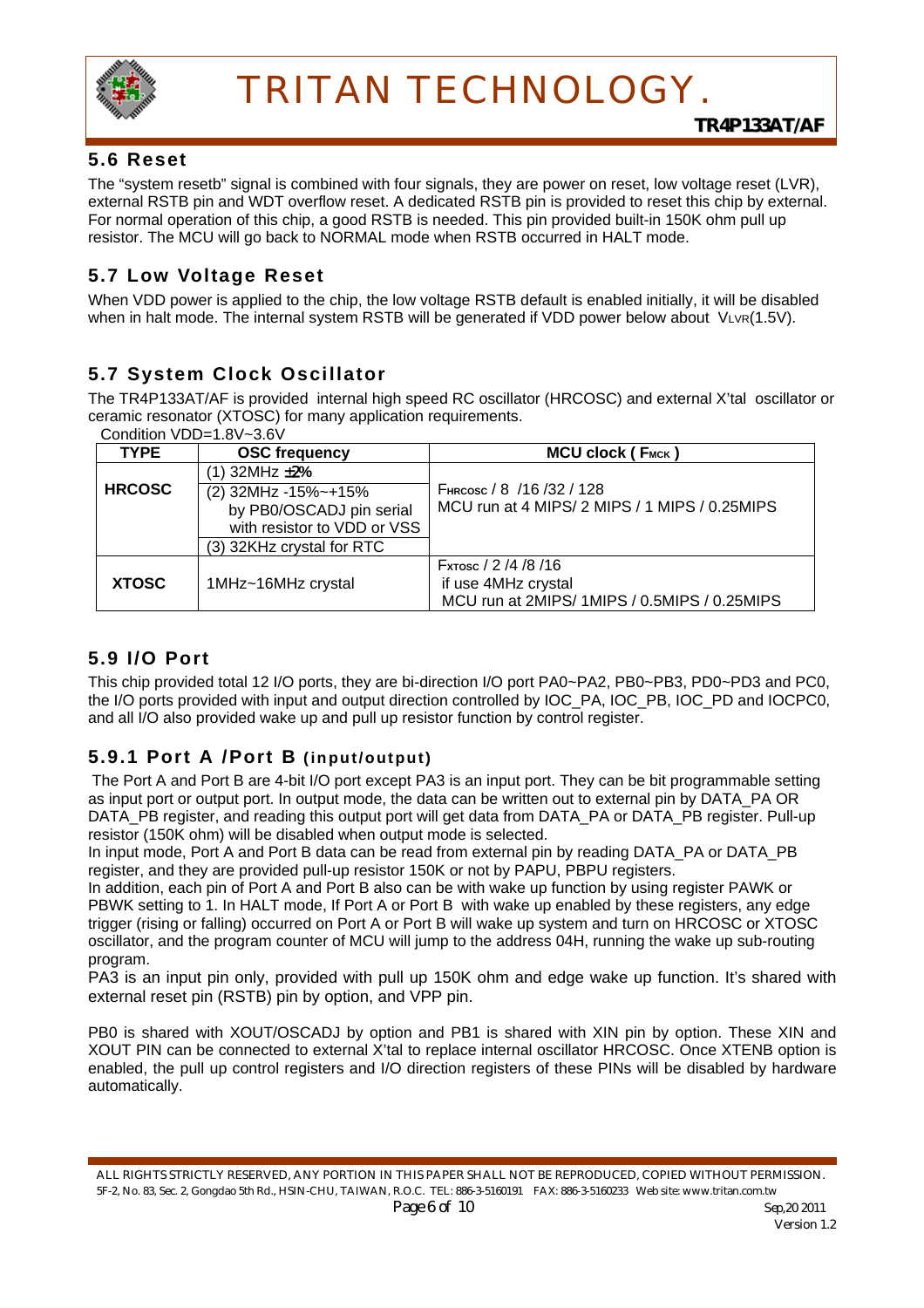## 5.6 Reset

The "system resetb" signal is combined with four signals, they are power on reset, low voltage reset (LVR), external RSTB pin and WDT overflow reset. A dedicated RSTB pin is provided to reset this chip by external. For normal operation of this chip, a good RSTB is needed. This pin provided built-in 150K ohm pull up resistor. The MCU will go back to NORMAL mode when RSTB occurred in HALT mode.

## 5.7 Low Voltage Reset

When VDD power is applied to the chip, the low voltage RSTB default is enabled initially, it will be disabled when in halt mode. The internal system RSTB will be generated if VDD power below about $V_{LVR}$(1.5V).

## 5.7 System Clock Oscillator

The TR4P133AT/AF is provided internal high speed RC oscillator (HRCOSC) and external X'tal oscillator or ceramic resonator (XTOSC) for many application requirements.

Condition VDD=1.8V~3.6V

| TYPE | OSC frequency | MCU clock ( $F_{MCK}$ ) |
|---|---|---|
| HRCOSC | (1) 32MHz ±2%<br>(2) 32MHz -15%~+15% by PB0/OSCADJ pin serial with resistor to VDD or VSS<br>(3) 32KHz crystal for RTC | $F_{HRCOSC}$ / 8 /16 /32 / 128<br>MCU run at 4 MIPS/ 2 MIPS / 1 MIPS / 0.25MIPS |
| XTOSC | 1MHz~16MHz crystal | $F_{XTOSC}$ / 2 /4 /8 /16<br>if use 4MHz crystal<br>MCU run at 2MIPS/ 1MIPS / 0.5MIPS / 0.25MIPS |

## 5.9 I/O Port

This chip provided total 12 I/O ports, they are bi-direction I/O port PA0~PA2, PB0~PB3, PD0~PD3 and PC0, the I/O ports provided with input and output direction controlled by IOC_PA, IOC_PB, IOC_PD and IOCPC0, and all I/O also provided wake up and pull up resistor function by control register.

### 5.9.1 Port A /Port B (input/output)

The Port A and Port B are 4-bit I/O port except PA3 is an input port. They can be bit programmable setting as input port or output port. In output mode, the data can be written out to external pin by DATA_PA OR DATA_PB register, and reading this output port will get data from DATA_PA or DATA_PB register. Pull-up resistor (150K ohm) will be disabled when output mode is selected.

In input mode, Port A and Port B data can be read from external pin by reading DATA_PA or DATA_PB register, and they are provided pull-up resistor 150K or not by PAPU, PBPU registers.

In addition, each pin of Port A and Port B also can be with wake up function by using register PAWK or PBWK setting to 1. In HALT mode, If Port A or Port B with wake up enabled by these registers, any edge trigger (rising or falling) occurred on Port A or Port B will wake up system and turn on HRCOSC or XTOSC oscillator, and the program counter of MCU will jump to the address 04H, running the wake up sub-routing program.

PA3 is an input pin only, provided with pull up 150K ohm and edge wake up function. It's shared with external reset pin (RSTB) pin by option, and VPP pin.

PB0 is shared with XOUT/OSCADJ by option and PB1 is shared with XIN pin by option. These XIN and XOUT PIN can be connected to external X'tal to replace internal oscillator HRCOSC. Once XTENB option is enabled, the pull up control registers and I/O direction registers of these PINs will be disabled by hardware automatically.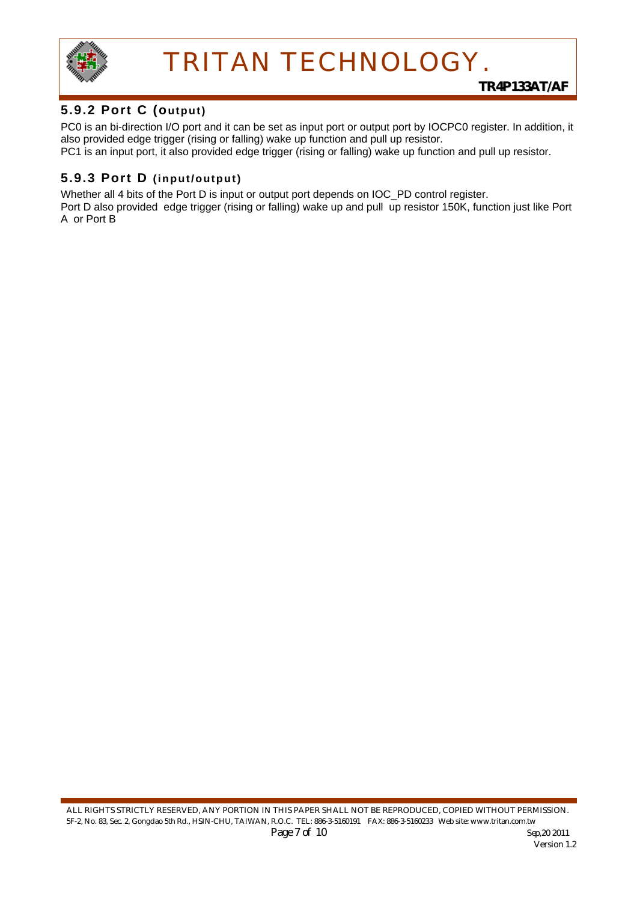### 5.9.2 Port C (Output)

PC0 is an bi-direction I/O port and it can be set as input port or output port by IOCPC0 register. In addition, it also provided edge trigger (rising or falling) wake up function and pull up resistor.
PC1 is an input port, it also provided edge trigger (rising or falling) wake up function and pull up resistor.

### 5.9.3 Port D (input/output)

Whether all 4 bits of the Port D is input or output port depends on IOC_PD control register.
Port D also provided edge trigger (rising or falling) wake up and pull up resistor 150K, function just like Port A or Port B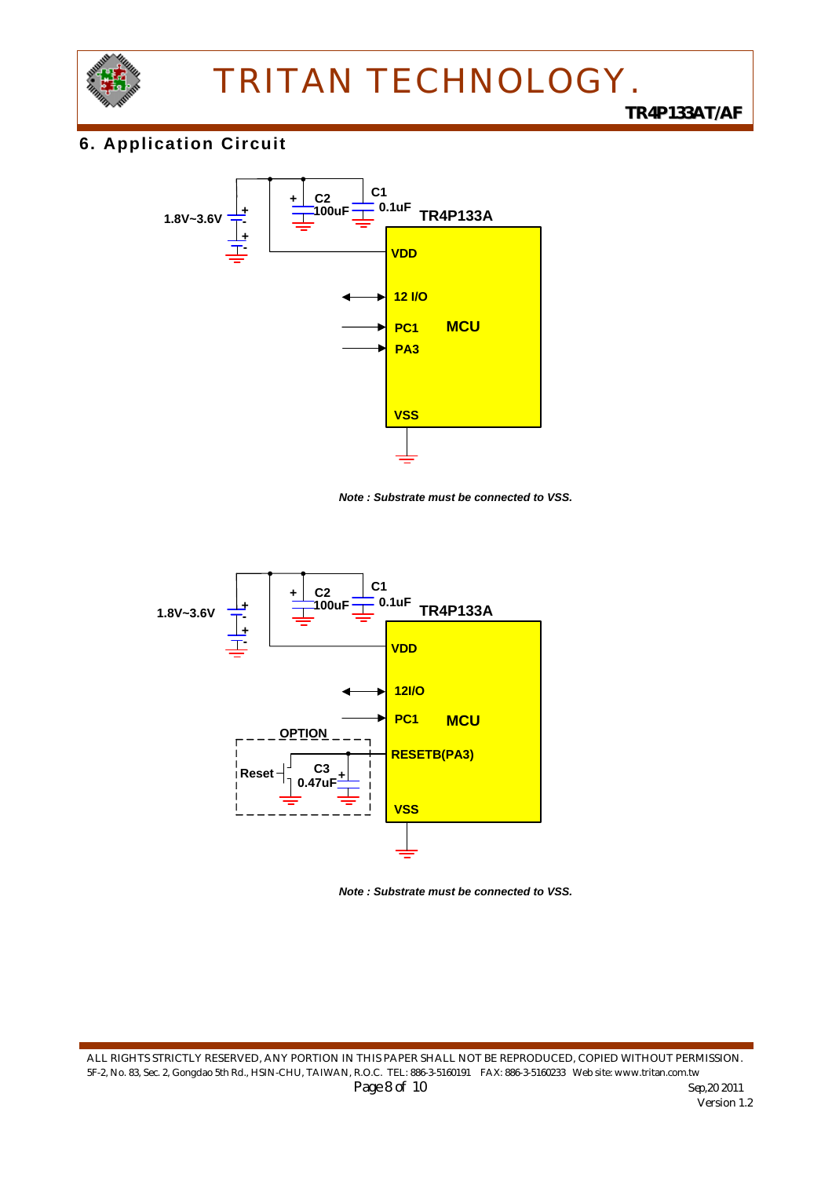## 6. Application Circuit

1.8V~3.6V

C2 100uF

C1 0.1uF

TR4P133A

VDD

12 I/O

PC1

PA3

MCU

VSS

***Note : Substrate must be connected to VSS.***

1.8V~3.6V

C2 100uF

C1 0.1uF

TR4P133A

VDD

12I/O

PC1

MCU

OPTION

Reset

C3 0.47uF

RESETB(PA3)

VSS

***Note : Substrate must be connected to VSS.***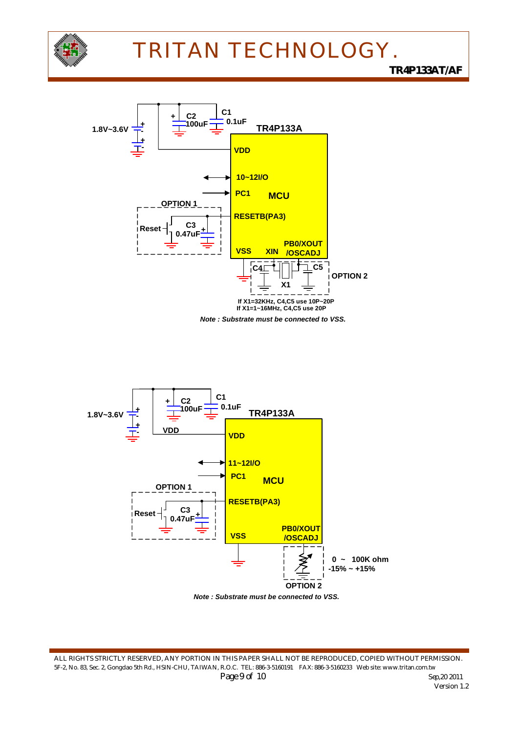1.8V~3.6V

C2 100uF

C1 0.1uF

TR4P133A

VDD

10~12I/O

PC1

MCU

OPTION 1

Reset

C3 0.47uF

RESETB(PA3)

VSS

XIN

PB0/XOUT /OSCADJ

C4

X1

C5

OPTION 2

If X1=32KHz, C4,C5 use 10P~20P
If X1=1~16MHz, C4,C5 use 20P

*Note : Substrate must be connected to VSS.*

1.8V~3.6V

C2 100uF

C1 0.1uF

TR4P133A

VDD

VDD

11~12I/O

PC1

MCU

OPTION 1

Reset

C3 0.47uF

RESETB(PA3)

VSS

PB0/XOUT /OSCADJ

0 ~ 100K ohm
-15% ~ +15%

OPTION 2

*Note : Substrate must be connected to VSS.*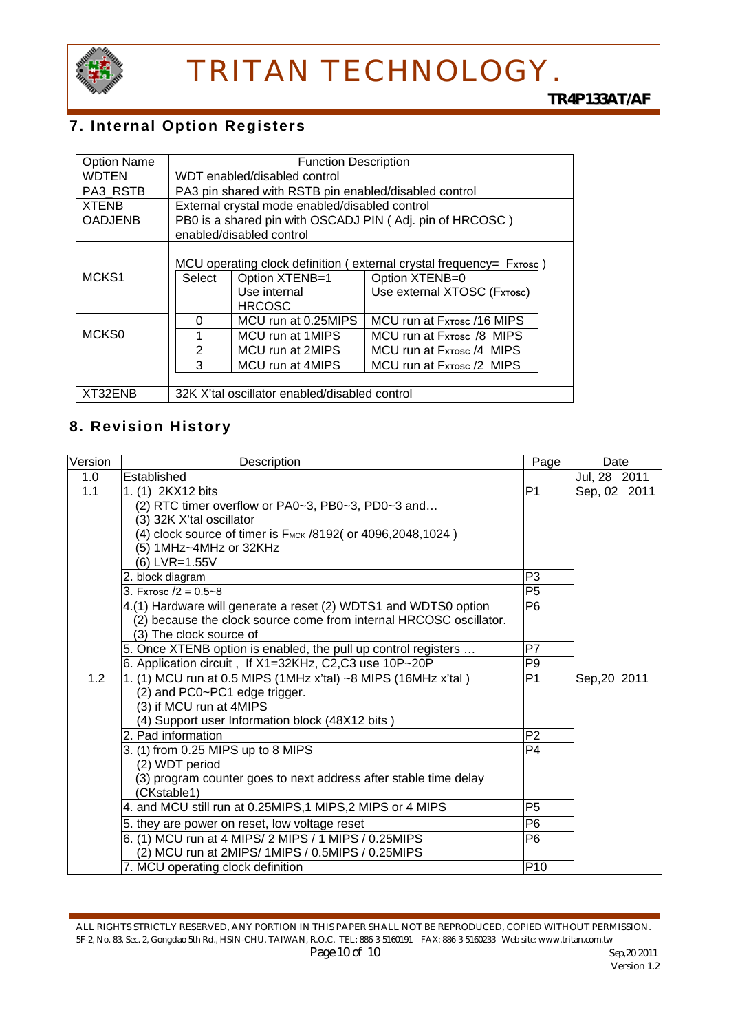## 7. Internal Option Registers

| Option Name | Function Description | | |
|---|---|---|---|
| WDTEN | WDT enabled/disabled control | | |
| PA3_RSTB | PA3 pin shared with RSTB pin enabled/disabled control | | |
| XTENB | External crystal mode enabled/disabled control | | |
| OADJENB | PB0 is a shared pin with OSCADJ PIN ( Adj. pin of HRCOSC ) enabled/disabled control | | |
| MCKS1 | MCU operating clock definition ( external crystal frequency= $F_{XTOSC}$ ) | | |
| | Select | Option XTENB=1 Use internal HRCOSC | Option XTENB=0 Use external XTOSC ($F_{XTOSC}$) |
| MCKS0 | 0 | MCU run at 0.25MIPS | MCU run at $F_{XTOSC}$ /16 MIPS |
| | 1 | MCU run at 1MIPS | MCU run at $F_{XTOSC}$ /8 MIPS |
| | 2 | MCU run at 2MIPS | MCU run at $F_{XTOSC}$ /4 MIPS |
| | 3 | MCU run at 4MIPS | MCU run at $F_{XTOSC}$ /2 MIPS |
| XT32ENB | 32K X'tal oscillator enabled/disabled control | | |

## 8. Revision History

| Version | Description | Page | Date |
|---|---|---|---|
| 1.0 | Established | | Jul, 28 2011 |
| 1.1 | 1. (1) 2KX12 bits<br>(2) RTC timer overflow or PA0~3, PB0~3, PD0~3 and…<br>(3) 32K X'tal oscillator<br>(4) clock source of timer is $F_{MCK}$ /8192( or 4096,2048,1024 )<br>(5) 1MHz~4MHz or 32KHz<br>(6) LVR=1.55V | P1 | Sep, 02 2011 |
| | 2. block diagram | P3 | |
| | 3. $F_{XTOSC}$ /2 = 0.5~8 | P5 | |
| | 4.(1) Hardware will generate a reset (2) WDTS1 and WDTS0 option<br>(2) because the clock source come from internal HRCOSC oscillator.<br>(3) The clock source of | P6 | |
| | 5. Once XTENB option is enabled, the pull up control registers … | P7 | |
| | 6. Application circuit , If X1=32KHz, C2,C3 use 10P~20P | P9 | |
| 1.2 | 1. (1) MCU run at 0.5 MIPS (1MHz x'tal) ~8 MIPS (16MHz x'tal )<br>(2) and PC0~PC1 edge trigger.<br>(3) if MCU run at 4MIPS<br>(4) Support user Information block (48X12 bits ) | P1 | Sep,20 2011 |
| | 2. Pad information | P2 | |
| | 3. (1) from 0.25 MIPS up to 8 MIPS<br>(2) WDT period<br>(3) program counter goes to next address after stable time delay (CKstable1) | P4 | |
| | 4. and MCU still run at 0.25MIPS,1 MIPS,2 MIPS or 4 MIPS | P5 | |
| | 5. they are power on reset, low voltage reset | P6 | |
| | 6. (1) MCU run at 4 MIPS/ 2 MIPS / 1 MIPS / 0.25MIPS<br>(2) MCU run at 2MIPS/ 1MIPS / 0.5MIPS / 0.25MIPS | P6 | |
| | 7. MCU operating clock definition | P10 | |